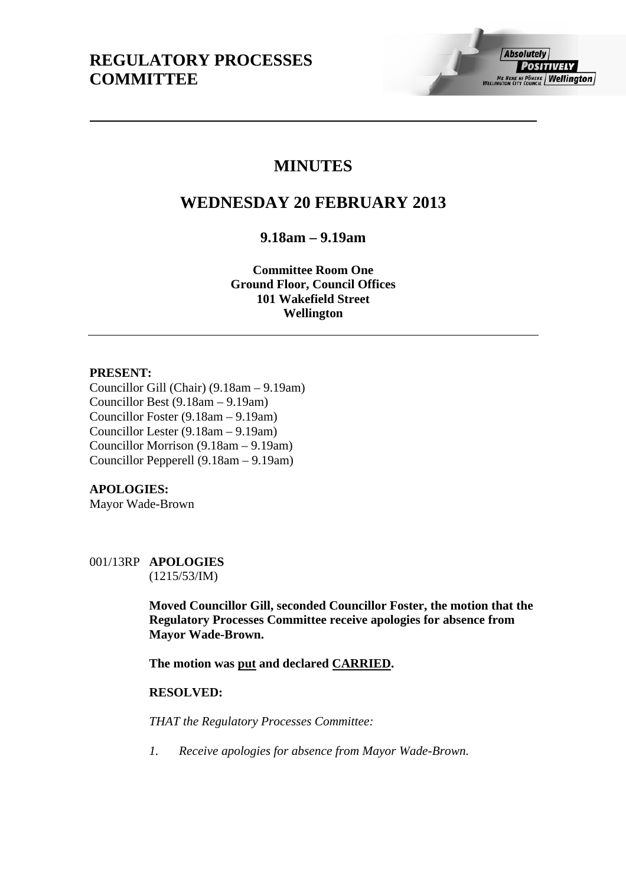# REGULATORY PROCESSES COMMITTEE

## MINUTES

## WEDNESDAY 20 FEBRUARY 2013

### 9.18am – 9.19am

**Committee Room One**
**Ground Floor, Council Offices**
**101 Wakefield Street**
**Wellington**

---

**PRESENT:**
Councillor Gill (Chair) (9.18am – 9.19am)
Councillor Best (9.18am – 9.19am)
Councillor Foster (9.18am – 9.19am)
Councillor Lester (9.18am – 9.19am)
Councillor Morrison (9.18am – 9.19am)
Councillor Pepperell (9.18am – 9.19am)

**APOLOGIES:**
Mayor Wade-Brown

001/13RP **APOLOGIES**
(1215/53/IM)

**Moved Councillor Gill, seconded Councillor Foster, the motion that the Regulatory Processes Committee receive apologies for absence from Mayor Wade-Brown.**

**The motion was put and declared CARRIED.**

**RESOLVED:**

*THAT the Regulatory Processes Committee:*

*1. Receive apologies for absence from Mayor Wade-Brown.*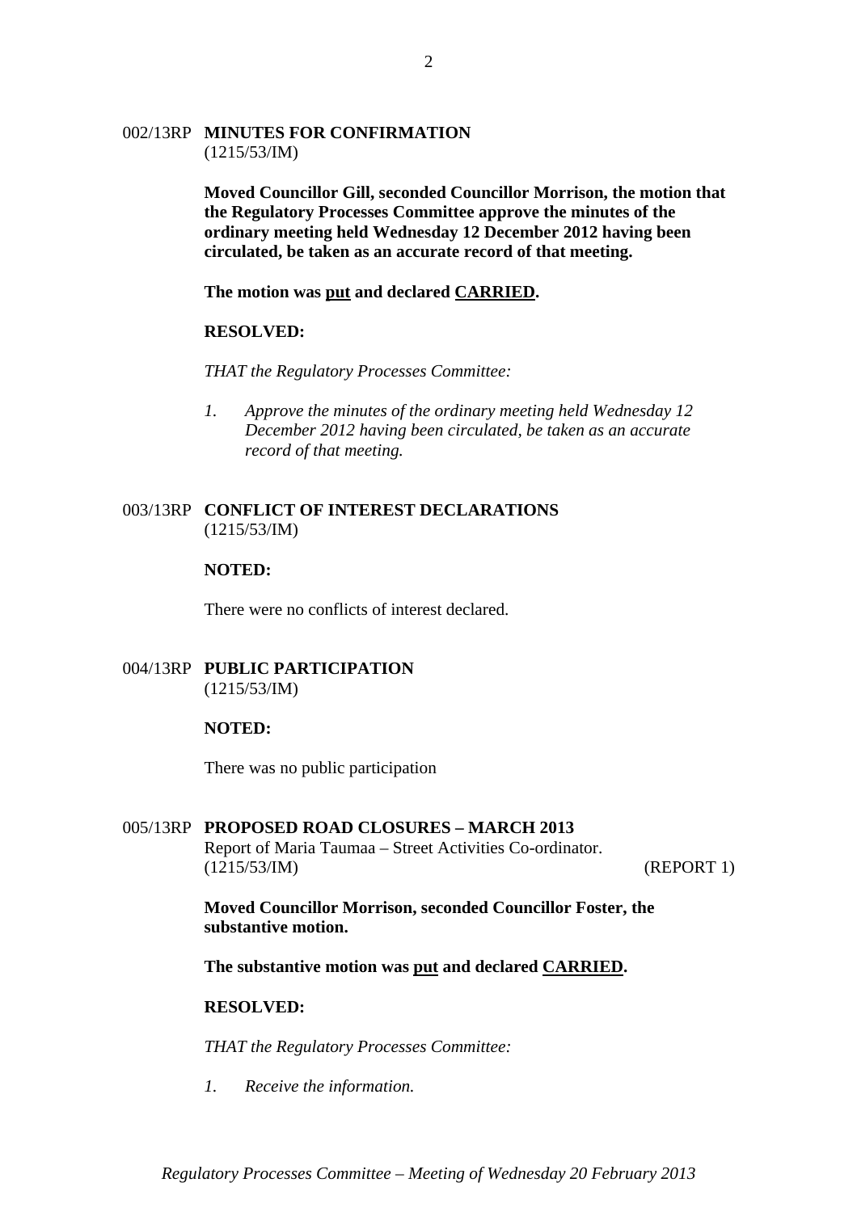002/13RP **MINUTES FOR CONFIRMATION**
(1215/53/IM)

**Moved Councillor Gill, seconded Councillor Morrison, the motion that the Regulatory Processes Committee approve the minutes of the ordinary meeting held Wednesday 12 December 2012 having been circulated, be taken as an accurate record of that meeting.**

**The motion was <u>put</u> and declared <u>CARRIED</u>.**

**RESOLVED:**

*THAT the Regulatory Processes Committee:*

1. *Approve the minutes of the ordinary meeting held Wednesday 12 December 2012 having been circulated, be taken as an accurate record of that meeting.*

003/13RP **CONFLICT OF INTEREST DECLARATIONS**
(1215/53/IM)

**NOTED:**

There were no conflicts of interest declared.

004/13RP **PUBLIC PARTICIPATION**
(1215/53/IM)

**NOTED:**

There was no public participation

005/13RP **PROPOSED ROAD CLOSURES – MARCH 2013**
Report of Maria Taumaa – Street Activities Co-ordinator.
(1215/53/IM) (REPORT 1)

**Moved Councillor Morrison, seconded Councillor Foster, the substantive motion.**

**The substantive motion was <u>put</u> and declared <u>CARRIED</u>.**

**RESOLVED:**

*THAT the Regulatory Processes Committee:*

1. *Receive the information.*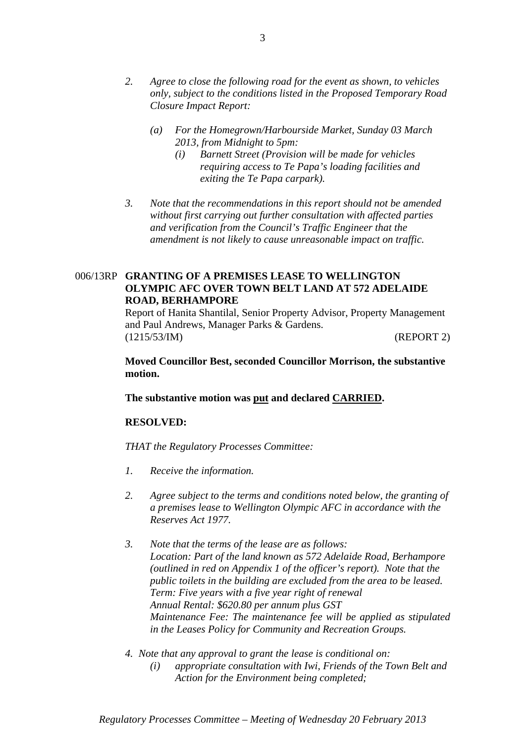2. *Agree to close the following road for the event as shown, to vehicles only, subject to the conditions listed in the Proposed Temporary Road Closure Impact Report:*

   (a) *For the Homegrown/Harbourside Market, Sunday 03 March 2013, from Midnight to 5pm:*
      (i) *Barnett Street (Provision will be made for vehicles requiring access to Te Papa's loading facilities and exiting the Te Papa carpark).*

3. *Note that the recommendations in this report should not be amended without first carrying out further consultation with affected parties and verification from the Council's Traffic Engineer that the amendment is not likely to cause unreasonable impact on traffic.*

## 006/13RP GRANTING OF A PREMISES LEASE TO WELLINGTON OLYMPIC AFC OVER TOWN BELT LAND AT 572 ADELAIDE ROAD, BERHAMPORE

Report of Hanita Shantilal, Senior Property Advisor, Property Management and Paul Andrews, Manager Parks & Gardens.
(1215/53/IM) (REPORT 2)

**Moved Councillor Best, seconded Councillor Morrison, the substantive motion.**

**The substantive motion was put and declared CARRIED.**

**RESOLVED:**

*THAT the Regulatory Processes Committee:*

1. *Receive the information.*

2. *Agree subject to the terms and conditions noted below, the granting of a premises lease to Wellington Olympic AFC in accordance with the Reserves Act 1977.*

3. *Note that the terms of the lease are as follows:*
   *Location: Part of the land known as 572 Adelaide Road, Berhampore (outlined in red on Appendix 1 of the officer's report). Note that the public toilets in the building are excluded from the area to be leased.*
   *Term: Five years with a five year right of renewal*
   *Annual Rental: $620.80 per annum plus GST*
   *Maintenance Fee: The maintenance fee will be applied as stipulated in the Leases Policy for Community and Recreation Groups.*

4. *Note that any approval to grant the lease is conditional on:*
   (i) *appropriate consultation with Iwi, Friends of the Town Belt and Action for the Environment being completed;*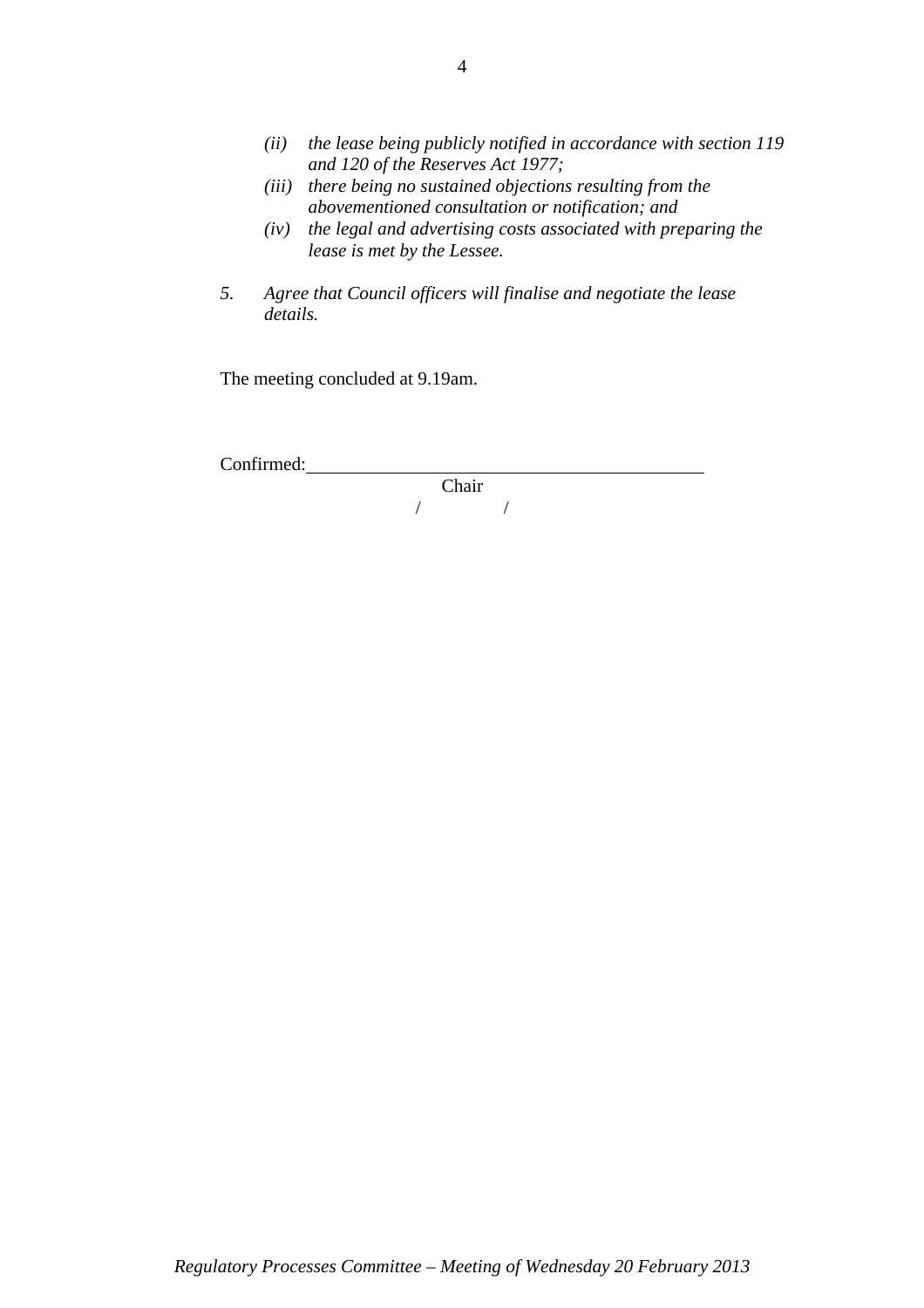*(ii) the lease being publicly notified in accordance with section 119 and 120 of the Reserves Act 1977;*

*(iii) there being no sustained objections resulting from the abovementioned consultation or notification; and*

*(iv) the legal and advertising costs associated with preparing the lease is met by the Lessee.*

*5. Agree that Council officers will finalise and negotiate the lease details.*

The meeting concluded at 9.19am.

Confirmed:\_\_\_\_\_\_\_\_\_\_\_\_\_\_\_\_\_\_\_\_\_\_\_\_\_\_\_\_\_\_\_\_\_\_\_\_\_\_\_\_\_\_\_\_

Chair

/ /